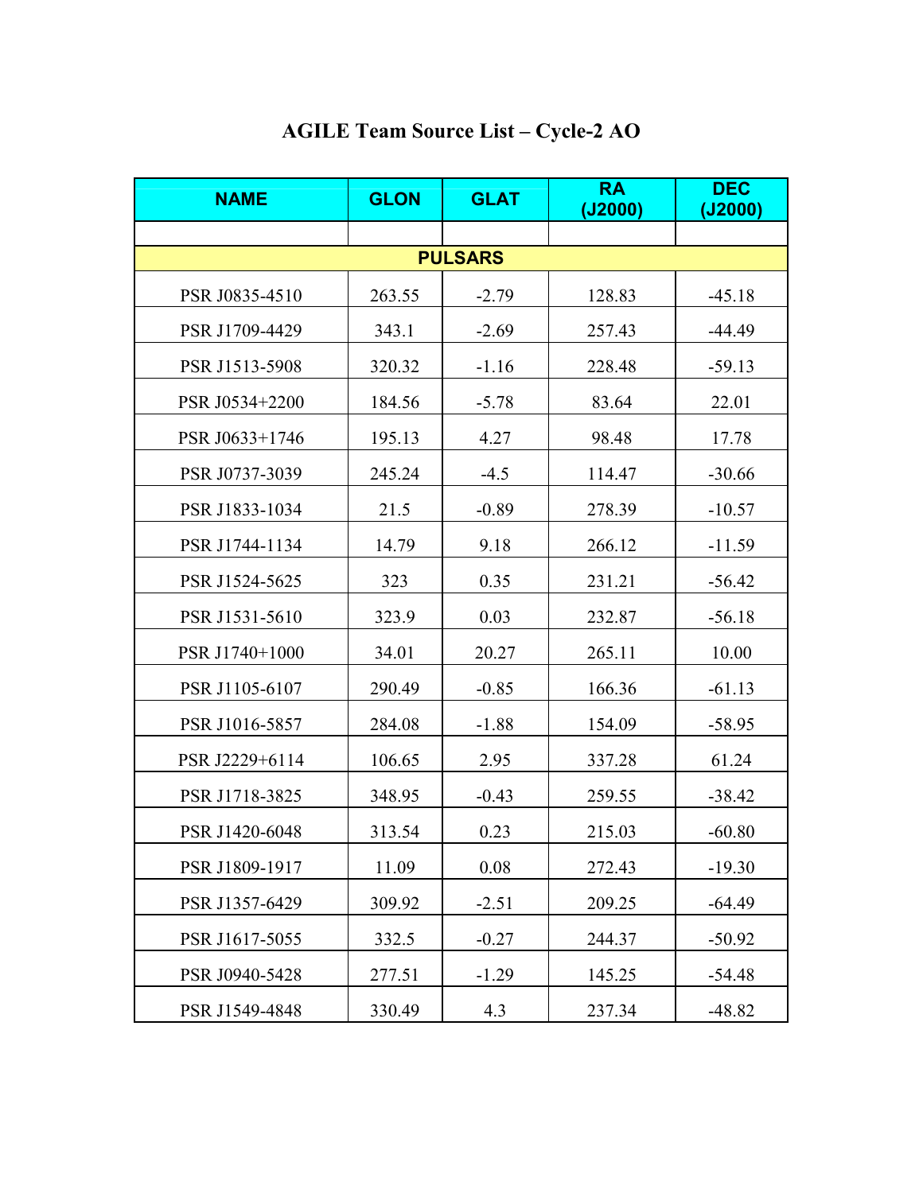# AGILE Team Source List – Cycle-2 AO

| NAME | GLON | GLAT | RA (J2000) | DEC (J2000) |
|---|---|---|---|---|
| | | | | |
| **PULSARS** | | | | |
| PSR J0835-4510 | 263.55 | -2.79 | 128.83 | -45.18 |
| PSR J1709-4429 | 343.1 | -2.69 | 257.43 | -44.49 |
| PSR J1513-5908 | 320.32 | -1.16 | 228.48 | -59.13 |
| PSR J0534+2200 | 184.56 | -5.78 | 83.64 | 22.01 |
| PSR J0633+1746 | 195.13 | 4.27 | 98.48 | 17.78 |
| PSR J0737-3039 | 245.24 | -4.5 | 114.47 | -30.66 |
| PSR J1833-1034 | 21.5 | -0.89 | 278.39 | -10.57 |
| PSR J1744-1134 | 14.79 | 9.18 | 266.12 | -11.59 |
| PSR J1524-5625 | 323 | 0.35 | 231.21 | -56.42 |
| PSR J1531-5610 | 323.9 | 0.03 | 232.87 | -56.18 |
| PSR J1740+1000 | 34.01 | 20.27 | 265.11 | 10.00 |
| PSR J1105-6107 | 290.49 | -0.85 | 166.36 | -61.13 |
| PSR J1016-5857 | 284.08 | -1.88 | 154.09 | -58.95 |
| PSR J2229+6114 | 106.65 | 2.95 | 337.28 | 61.24 |
| PSR J1718-3825 | 348.95 | -0.43 | 259.55 | -38.42 |
| PSR J1420-6048 | 313.54 | 0.23 | 215.03 | -60.80 |
| PSR J1809-1917 | 11.09 | 0.08 | 272.43 | -19.30 |
| PSR J1357-6429 | 309.92 | -2.51 | 209.25 | -64.49 |
| PSR J1617-5055 | 332.5 | -0.27 | 244.37 | -50.92 |
| PSR J0940-5428 | 277.51 | -1.29 | 145.25 | -54.48 |
| PSR J1549-4848 | 330.49 | 4.3 | 237.34 | -48.82 |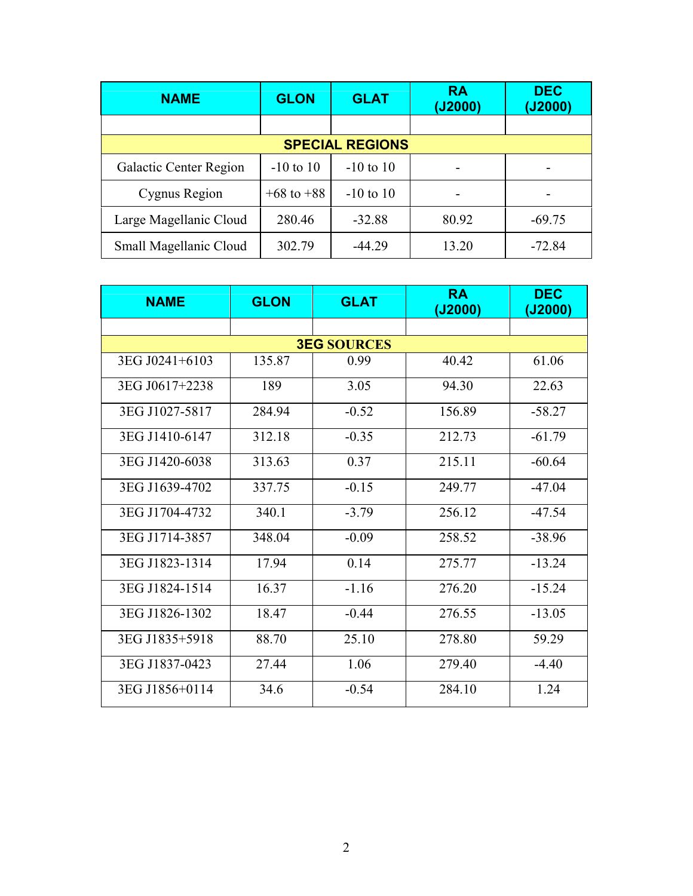| NAME | GLON | GLAT | RA (J2000) | DEC (J2000) |
|---|---|---|---|---|
| | | | | |
| **SPECIAL REGIONS** | | | | |
| Galactic Center Region | -10 to 10 | -10 to 10 | - | - |
| Cygnus Region | +68 to +88 | -10 to 10 | - | - |
| Large Magellanic Cloud | 280.46 | -32.88 | 80.92 | -69.75 |
| Small Magellanic Cloud | 302.79 | -44.29 | 13.20 | -72.84 |

| NAME | GLON | GLAT | RA (J2000) | DEC (J2000) |
|---|---|---|---|---|
| | | | | |
| **3EG SOURCES** | | | | |
| 3EG J0241+6103 | 135.87 | 0.99 | 40.42 | 61.06 |
| 3EG J0617+2238 | 189 | 3.05 | 94.30 | 22.63 |
| 3EG J1027-5817 | 284.94 | -0.52 | 156.89 | -58.27 |
| 3EG J1410-6147 | 312.18 | -0.35 | 212.73 | -61.79 |
| 3EG J1420-6038 | 313.63 | 0.37 | 215.11 | -60.64 |
| 3EG J1639-4702 | 337.75 | -0.15 | 249.77 | -47.04 |
| 3EG J1704-4732 | 340.1 | -3.79 | 256.12 | -47.54 |
| 3EG J1714-3857 | 348.04 | -0.09 | 258.52 | -38.96 |
| 3EG J1823-1314 | 17.94 | 0.14 | 275.77 | -13.24 |
| 3EG J1824-1514 | 16.37 | -1.16 | 276.20 | -15.24 |
| 3EG J1826-1302 | 18.47 | -0.44 | 276.55 | -13.05 |
| 3EG J1835+5918 | 88.70 | 25.10 | 278.80 | 59.29 |
| 3EG J1837-0423 | 27.44 | 1.06 | 279.40 | -4.40 |
| 3EG J1856+0114 | 34.6 | -0.54 | 284.10 | 1.24 |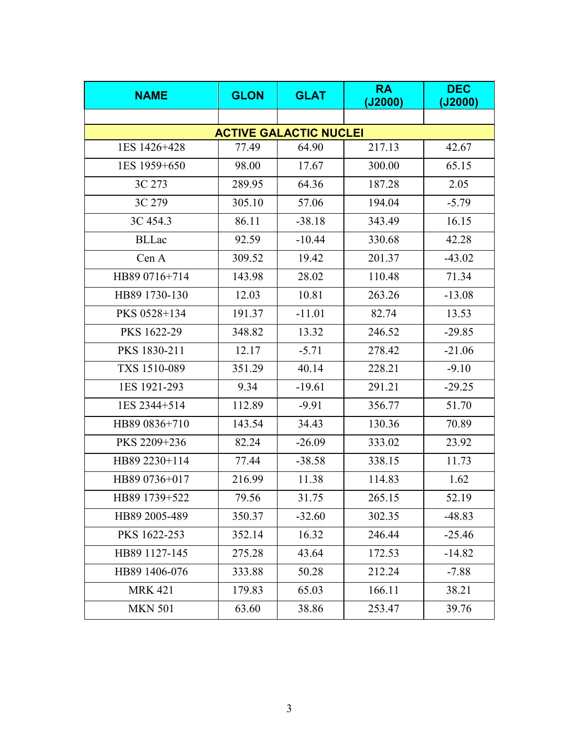| NAME | GLON | GLAT | RA (J2000) | DEC (J2000) |
|---|---|---|---|---|
| | | | | |
| **ACTIVE GALACTIC NUCLEI** | | | | |
| 1ES 1426+428 | 77.49 | 64.90 | 217.13 | 42.67 |
| 1ES 1959+650 | 98.00 | 17.67 | 300.00 | 65.15 |
| 3C 273 | 289.95 | 64.36 | 187.28 | 2.05 |
| 3C 279 | 305.10 | 57.06 | 194.04 | -5.79 |
| 3C 454.3 | 86.11 | -38.18 | 343.49 | 16.15 |
| BLLac | 92.59 | -10.44 | 330.68 | 42.28 |
| Cen A | 309.52 | 19.42 | 201.37 | -43.02 |
| HB89 0716+714 | 143.98 | 28.02 | 110.48 | 71.34 |
| HB89 1730-130 | 12.03 | 10.81 | 263.26 | -13.08 |
| PKS 0528+134 | 191.37 | -11.01 | 82.74 | 13.53 |
| PKS 1622-29 | 348.82 | 13.32 | 246.52 | -29.85 |
| PKS 1830-211 | 12.17 | -5.71 | 278.42 | -21.06 |
| TXS 1510-089 | 351.29 | 40.14 | 228.21 | -9.10 |
| 1ES 1921-293 | 9.34 | -19.61 | 291.21 | -29.25 |
| 1ES 2344+514 | 112.89 | -9.91 | 356.77 | 51.70 |
| HB89 0836+710 | 143.54 | 34.43 | 130.36 | 70.89 |
| PKS 2209+236 | 82.24 | -26.09 | 333.02 | 23.92 |
| HB89 2230+114 | 77.44 | -38.58 | 338.15 | 11.73 |
| HB89 0736+017 | 216.99 | 11.38 | 114.83 | 1.62 |
| HB89 1739+522 | 79.56 | 31.75 | 265.15 | 52.19 |
| HB89 2005-489 | 350.37 | -32.60 | 302.35 | -48.83 |
| PKS 1622-253 | 352.14 | 16.32 | 246.44 | -25.46 |
| HB89 1127-145 | 275.28 | 43.64 | 172.53 | -14.82 |
| HB89 1406-076 | 333.88 | 50.28 | 212.24 | -7.88 |
| MRK 421 | 179.83 | 65.03 | 166.11 | 38.21 |
| MKN 501 | 63.60 | 38.86 | 253.47 | 39.76 |